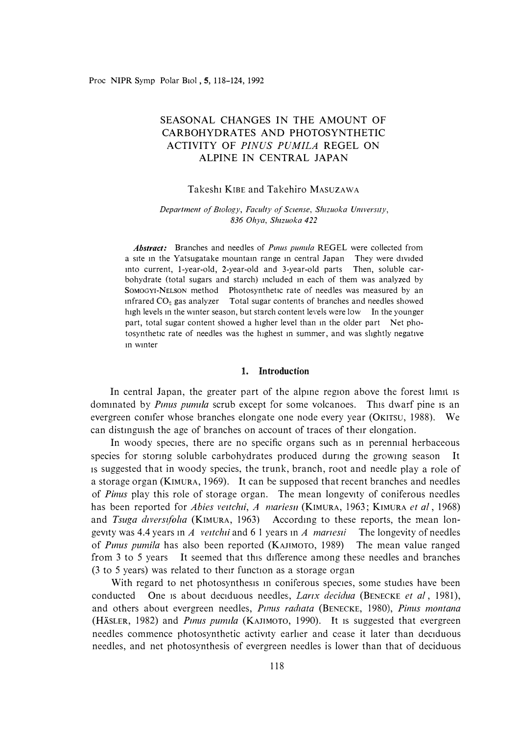# SEASONAL CHANGES IN THE AMOUNT OF CARBOHYDRATES AND PHOTOSYNTHETIC ACTIVITY OF *PINUS PUMILA* REGEL ON ALPINE IN CENTRAL JAPAN

Takeshi KIBE and Takehiro MASUZAWA

*Department of Biology, Faculty of Sciense, Shizuoka University, 836 Ohya, Shizuoka 422*

***Abstract:*** Branches and needles of *Pinus pumila* REGEL were collected from a site in the Yatsugatake mountain range in central Japan They were divided into current, 1-year-old, 2-year-old and 3-year-old parts Then, soluble carbohydrate (total sugars and starch) included in each of them was analyzed by SOMOGYI-NELSON method Photosynthetic rate of needles was measured by an infrared $CO_2$ gas analyzer Total sugar contents of branches and needles showed high levels in the winter season, but starch content levels were low In the younger part, total sugar content showed a higher level than in the older part Net photosynthetic rate of needles was the highest in summer, and was slightly negative in winter

## 1. Introduction

In central Japan, the greater part of the alpine region above the forest limit is dominated by *Pinus pumila* scrub except for some volcanoes. This dwarf pine is an evergreen conifer whose branches elongate one node every year (OKITSU, 1988). We can distinguish the age of branches on account of traces of their elongation.

In woody species, there are no specific organs such as in perennial herbaceous species for storing soluble carbohydrates produced during the growing season It is suggested that in woody species, the trunk, branch, root and needle play a role of a storage organ (KIMURA, 1969). It can be supposed that recent branches and needles of *Pinus* play this role of storage organ. The mean longevity of coniferous needles has been reported for *Abies veitchii*, *A mariesii* (KIMURA, 1963; KIMURA *et al*, 1968) and *Tsuga diversifolia* (KIMURA, 1963) According to these reports, the mean longevity was 4.4 years in *A veitchii* and 6 1 years in *A mariesii* The longevity of needles of *Pinus pumila* has also been reported (KAJIMOTO, 1989) The mean value ranged from 3 to 5 years It seemed that this difference among these needles and branches (3 to 5 years) was related to their function as a storage organ

With regard to net photosynthesis in coniferous species, some studies have been conducted One is about deciduous needles, *Larix decidua* (BENECKE *et al*, 1981), and others about evergreen needles, *Pinus radiata* (BENECKE, 1980), *Pinus montana* (HÄSLER, 1982) and *Pinus pumila* (KAJIMOTO, 1990). It is suggested that evergreen needles commence photosynthetic activity earlier and cease it later than deciduous needles, and net photosynthesis of evergreen needles is lower than that of deciduous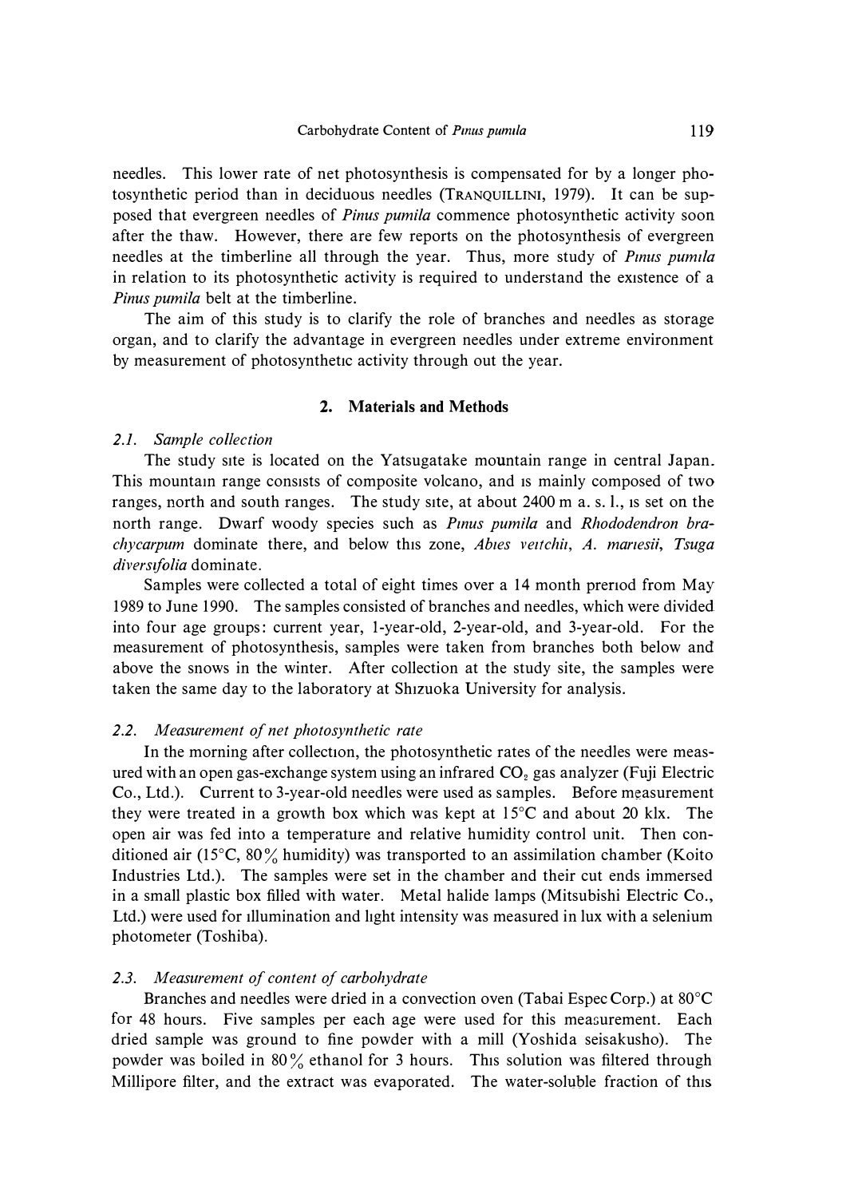needles. This lower rate of net photosynthesis is compensated for by a longer photosynthetic period than in deciduous needles (TRANQUILLINI, 1979). It can be supposed that evergreen needles of *Pinus pumila* commence photosynthetic activity soon after the thaw. However, there are few reports on the photosynthesis of evergreen needles at the timberline all through the year. Thus, more study of *Pinus pumila* in relation to its photosynthetic activity is required to understand the existence of a *Pinus pumila* belt at the timberline.

The aim of this study is to clarify the role of branches and needles as storage organ, and to clarify the advantage in evergreen needles under extreme environment by measurement of photosynthetic activity through out the year.

## 2. Materials and Methods

### 2.1. *Sample collection*

The study site is located on the Yatsugatake mountain range in central Japan. This mountain range consists of composite volcano, and is mainly composed of two ranges, north and south ranges. The study site, at about 2400 m a. s. l., is set on the north range. Dwarf woody species such as *Pinus pumila* and *Rhododendron brachycarpum* dominate there, and below this zone, *Abies veitchii*, *A. mariesii*, *Tsuga diversifolia* dominate.

Samples were collected a total of eight times over a 14 month period from May 1989 to June 1990. The samples consisted of branches and needles, which were divided into four age groups: current year, 1-year-old, 2-year-old, and 3-year-old. For the measurement of photosynthesis, samples were taken from branches both below and above the snows in the winter. After collection at the study site, the samples were taken the same day to the laboratory at Shizuoka University for analysis.

### 2.2. *Measurement of net photosynthetic rate*

In the morning after collection, the photosynthetic rates of the needles were measured with an open gas-exchange system using an infrared $CO_2$ gas analyzer (Fuji Electric Co., Ltd.). Current to 3-year-old needles were used as samples. Before measurement they were treated in a growth box which was kept at 15°C and about 20 klx. The open air was fed into a temperature and relative humidity control unit. Then conditioned air (15°C, 80% humidity) was transported to an assimilation chamber (Koito Industries Ltd.). The samples were set in the chamber and their cut ends immersed in a small plastic box filled with water. Metal halide lamps (Mitsubishi Electric Co., Ltd.) were used for illumination and light intensity was measured in lux with a selenium photometer (Toshiba).

### 2.3. *Measurement of content of carbohydrate*

Branches and needles were dried in a convection oven (Tabai Espec Corp.) at 80°C for 48 hours. Five samples per each age were used for this measurement. Each dried sample was ground to fine powder with a mill (Yoshida seisakusho). The powder was boiled in 80% ethanol for 3 hours. This solution was filtered through Millipore filter, and the extract was evaporated. The water-soluble fraction of this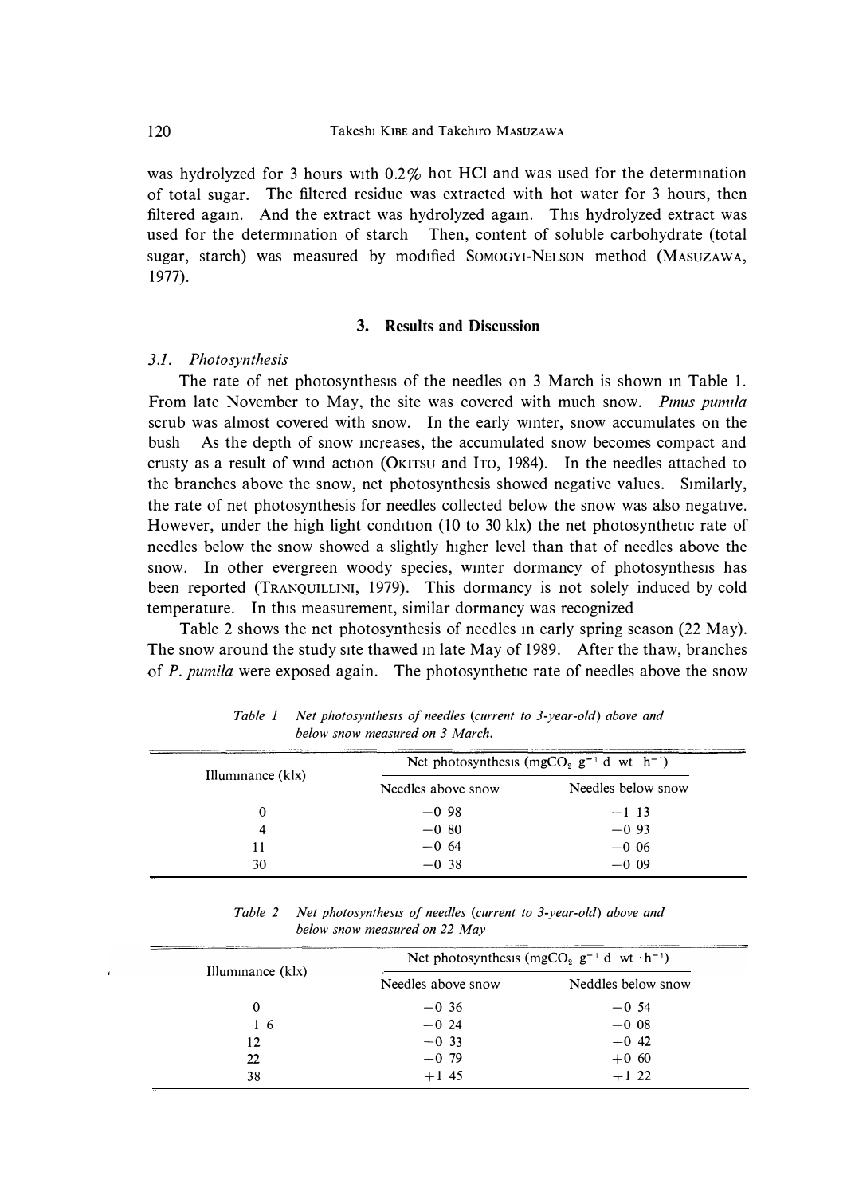was hydrolyzed for 3 hours with 0.2% hot HCl and was used for the determination of total sugar. The filtered residue was extracted with hot water for 3 hours, then filtered again. And the extract was hydrolyzed again. This hydrolyzed extract was used for the determination of starch Then, content of soluble carbohydrate (total sugar, starch) was measured by modified SOMOGYI-NELSON method (MASUZAWA, 1977).

## 3. Results and Discussion

### 3.1. Photosynthesis

The rate of net photosynthesis of the needles on 3 March is shown in Table 1. From late November to May, the site was covered with much snow. *Pinus pumila* scrub was almost covered with snow. In the early winter, snow accumulates on the bush As the depth of snow increases, the accumulated snow becomes compact and crusty as a result of wind action (OKITSU and ITO, 1984). In the needles attached to the branches above the snow, net photosynthesis showed negative values. Similarly, the rate of net photosynthesis for needles collected below the snow was also negative. However, under the high light condition (10 to 30 klx) the net photosynthetic rate of needles below the snow showed a slightly higher level than that of needles above the snow. In other evergreen woody species, winter dormancy of photosynthesis has been reported (TRANQUILLINI, 1979). This dormancy is not solely induced by cold temperature. In this measurement, similar dormancy was recognized

Table 2 shows the net photosynthesis of needles in early spring season (22 May). The snow around the study site thawed in late May of 1989. After the thaw, branches of *P. pumila* were exposed again. The photosynthetic rate of needles above the snow

*Table 1* Net photosynthesis of needles (current to 3-year-old) above and below snow measured on 3 March.

| Illuminance (klx) | Net photosynthesis ($mgCO_2\ g^{-1}$ d wt $h^{-1}$) | |
|---|---|---|
| | Needles above snow | Needles below snow |
| 0 | −0 98 | −1 13 |
| 4 | −0 80 | −0 93 |
| 11 | −0 64 | −0 06 |
| 30 | −0 38 | −0 09 |

*Table 2* Net photosynthesis of needles (current to 3-year-old) above and below snow measured on 22 May

| Illuminance (klx) | Net photosynthesis ($mgCO_2\ g^{-1}$ d wt $\cdot h^{-1}$) | |
|---|---|---|
| | Needles above snow | Neddles below snow |
| 0 | −0 36 | −0 54 |
| 1 6 | −0 24 | −0 08 |
| 12 | +0 33 | +0 42 |
| 22 | +0 79 | +0 60 |
| 38 | +1 45 | +1 22 |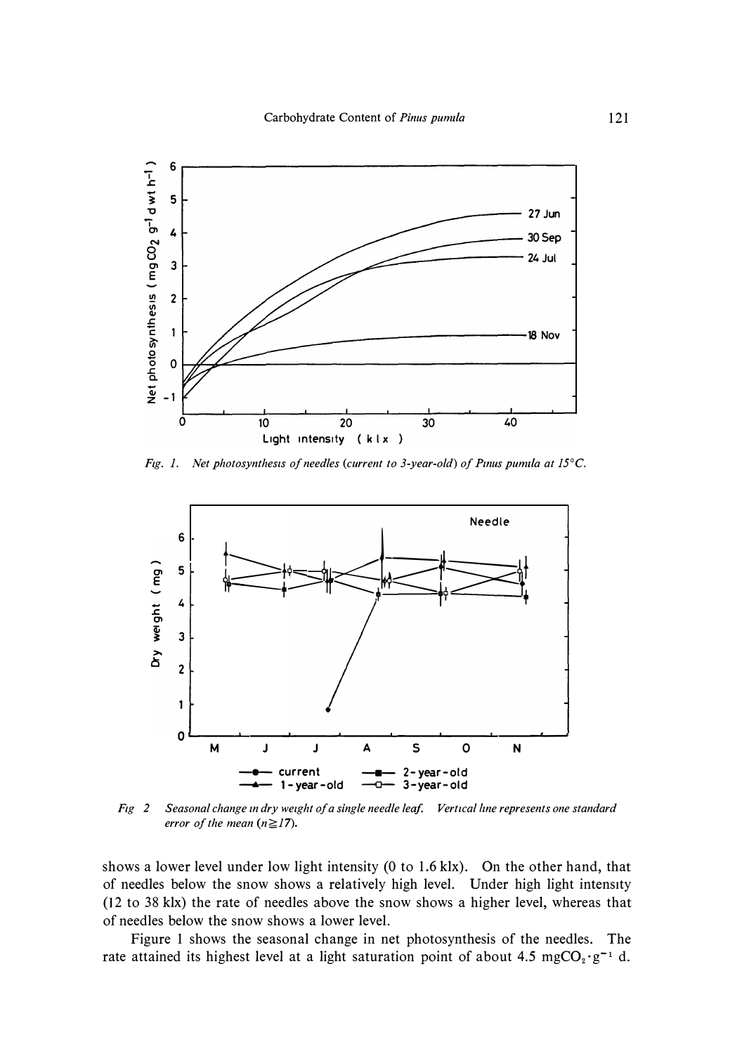*Fig. 1. Net photosynthesis of needles (current to 3-year-old) of Pinus pumila at 15°C.*

*Fig 2 Seasonal change in dry weight of a single needle leaf. Vertical line represents one standard error of the mean (n≧17).*

shows a lower level under low light intensity (0 to 1.6 klx). On the other hand, that of needles below the snow shows a relatively high level. Under high light intensity (12 to 38 klx) the rate of needles above the snow shows a higher level, whereas that of needles below the snow shows a lower level.

Figure 1 shows the seasonal change in net photosynthesis of the needles. The rate attained its highest level at a light saturation point of about 4.5 $mgCO_2 \cdot g^{-1}$ d.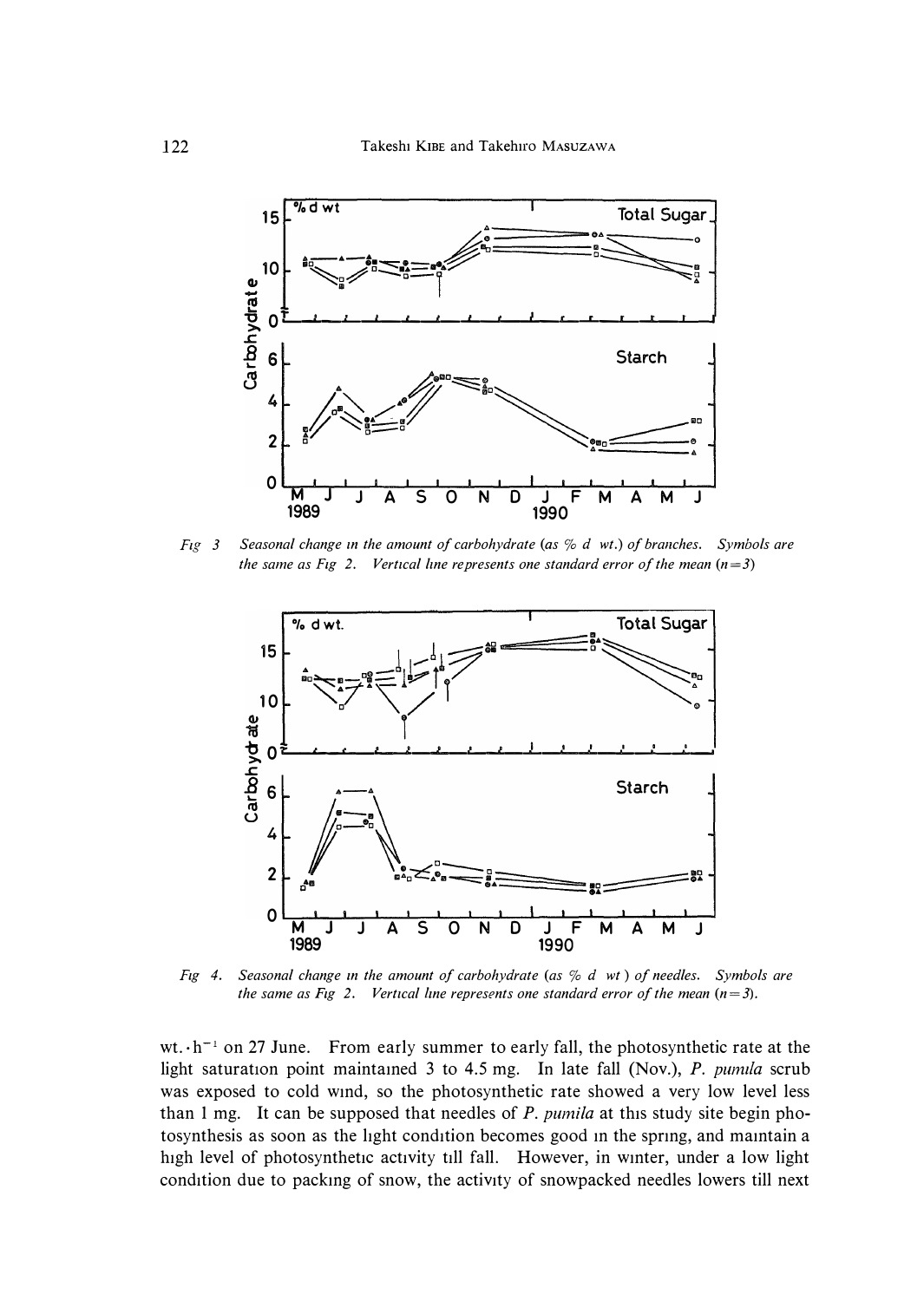Fig. 3 Seasonal change in the amount of carbohydrate (as % d. wt.) of branches. Symbols are the same as Fig. 2. Vertical line represents one standard error of the mean ($n=3$)

Fig. 4. Seasonal change in the amount of carbohydrate (as % d. wt.) of needles. Symbols are the same as Fig. 2. Vertical line represents one standard error of the mean ($n=3$).

wt.$\cdot$h$^{-1}$ on 27 June. From early summer to early fall, the photosynthetic rate at the light saturation point maintained 3 to 4.5 mg. In late fall (Nov.), *P. pumila* scrub was exposed to cold wind, so the photosynthetic rate showed a very low level less than 1 mg. It can be supposed that needles of *P. pumila* at this study site begin photosynthesis as soon as the light condition becomes good in the spring, and maintain a high level of photosynthetic activity till fall. However, in winter, under a low light condition due to packing of snow, the activity of snowpacked needles lowers till next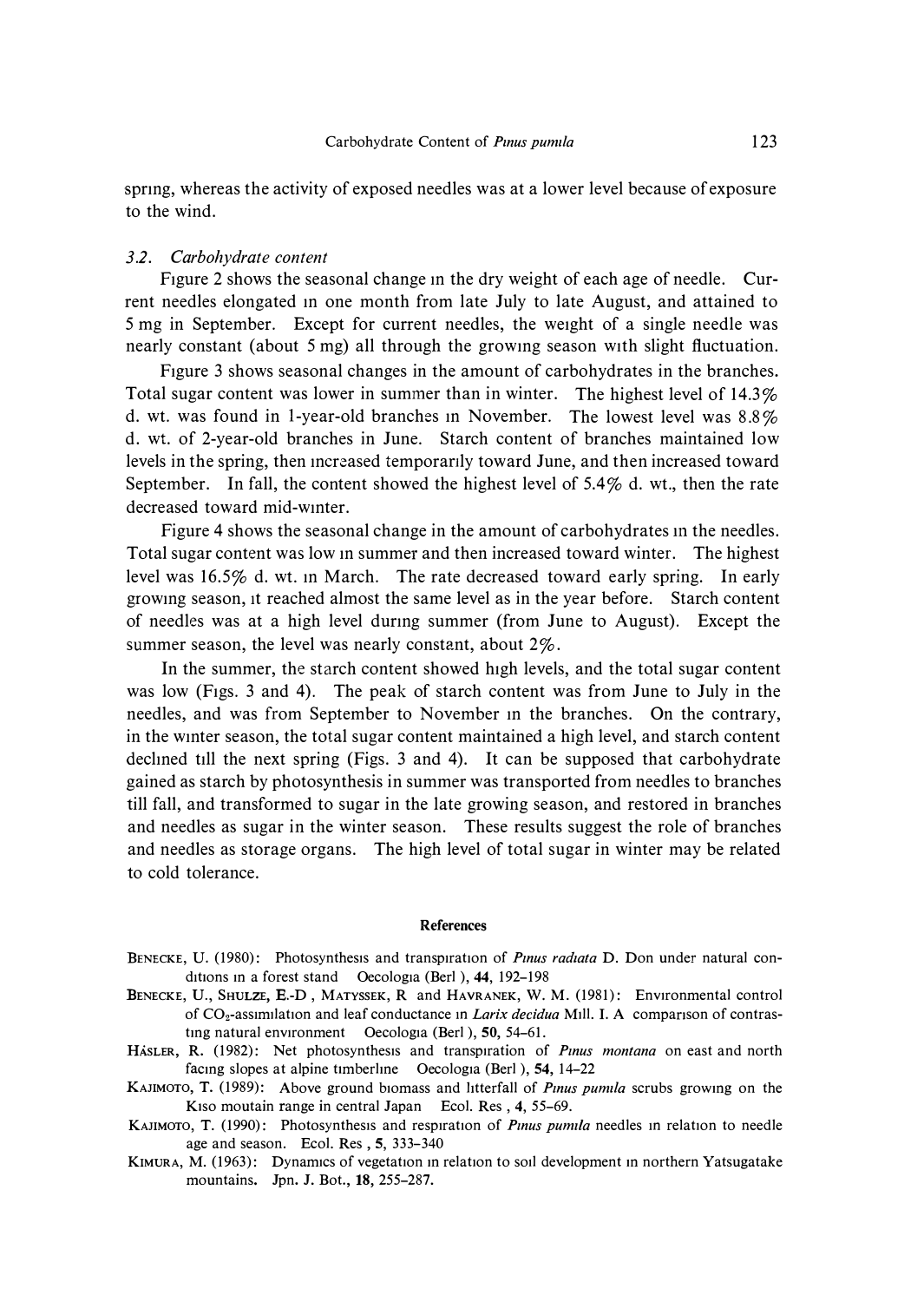spring, whereas the activity of exposed needles was at a lower level because of exposure to the wind.

### 3.2. *Carbohydrate content*

Figure 2 shows the seasonal change in the dry weight of each age of needle. Current needles elongated in one month from late July to late August, and attained to 5 mg in September. Except for current needles, the weight of a single needle was nearly constant (about 5 mg) all through the growing season with slight fluctuation.

Figure 3 shows seasonal changes in the amount of carbohydrates in the branches. Total sugar content was lower in summer than in winter. The highest level of 14.3% d. wt. was found in 1-year-old branches in November. The lowest level was 8.8% d. wt. of 2-year-old branches in June. Starch content of branches maintained low levels in the spring, then increased temporarily toward June, and then increased toward September. In fall, the content showed the highest level of 5.4% d. wt., then the rate decreased toward mid-winter.

Figure 4 shows the seasonal change in the amount of carbohydrates in the needles. Total sugar content was low in summer and then increased toward winter. The highest level was 16.5% d. wt. in March. The rate decreased toward early spring. In early growing season, it reached almost the same level as in the year before. Starch content of needles was at a high level during summer (from June to August). Except the summer season, the level was nearly constant, about 2%.

In the summer, the starch content showed high levels, and the total sugar content was low (Figs. 3 and 4). The peak of starch content was from June to July in the needles, and was from September to November in the branches. On the contrary, in the winter season, the total sugar content maintained a high level, and starch content declined till the next spring (Figs. 3 and 4). It can be supposed that carbohydrate gained as starch by photosynthesis in summer was transported from needles to branches till fall, and transformed to sugar in the late growing season, and restored in branches and needles as sugar in the winter season. These results suggest the role of branches and needles as storage organs. The high level of total sugar in winter may be related to cold tolerance.

## References

BENECKE, U. (1980): Photosynthesis and transpiration of *Pinus radiata* D. Don under natural conditions in a forest stand Oecologia (Berl ), **44**, 192–198

BENECKE, U., SHULZE, E.-D , MATYSSEK, R and HAVRANEK, W. M. (1981): Environmental control of $CO_2$-assimilation and leaf conductance in *Larix decidua* Mill. I. A comparison of contrasting natural environment Oecologia (Berl ), **50**, 54–61.

HÄSLER, R. (1982): Net photosynthesis and transpiration of *Pinus montana* on east and north facing slopes at alpine timberline Oecologia (Berl ), **54**, 14–22

KAJIMOTO, T. (1989): Above ground biomass and litterfall of *Pinus pumila* scrubs growing on the Kiso moutain range in central Japan Ecol. Res , **4**, 55–69.

KAJIMOTO, T. (1990): Photosynthesis and respiration of *Pinus pumila* needles in relation to needle age and season. Ecol. Res , **5**, 333–340

KIMURA, M. (1963): Dynamics of vegetation in relation to soil development in northern Yatsugatake mountains. Jpn. J. Bot., **18**, 255–287.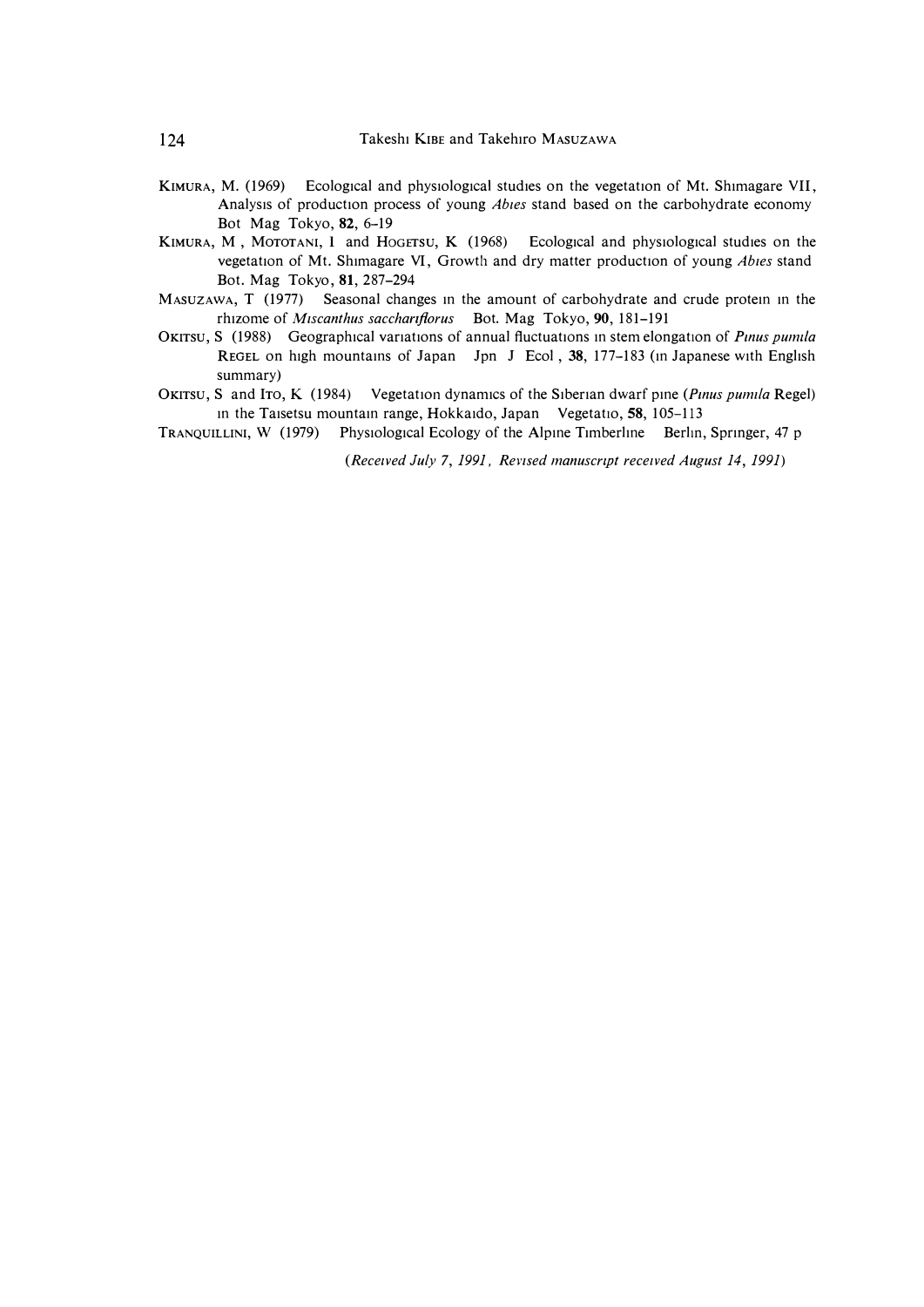KIMURA, M. (1969) Ecological and physiological studies on the vegetation of Mt. Shimagare VII, Analysis of production process of young *Abies* stand based on the carbohydrate economy Bot Mag Tokyo, **82**, 6–19

KIMURA, M, MOTOTANI, I and HOGETSU, K (1968) Ecological and physiological studies on the vegetation of Mt. Shimagare VI, Growth and dry matter production of young *Abies* stand Bot. Mag Tokyo, **81**, 287–294

MASUZAWA, T (1977) Seasonal changes in the amount of carbohydrate and crude protein in the rhizome of *Miscanthus sacchariflorus* Bot. Mag Tokyo, **90**, 181–191

OKITSU, S (1988) Geographical variations of annual fluctuations in stem elongation of *Pinus pumila* REGEL on high mountains of Japan Jpn J Ecol, **38**, 177–183 (in Japanese with English summary)

OKITSU, S and ITO, K (1984) Vegetation dynamics of the Siberian dwarf pine (*Pinus pumila* Regel) in the Taisetsu mountain range, Hokkaido, Japan Vegetatio, **58**, 105–113

TRANQUILLINI, W (1979) Physiological Ecology of the Alpine Timberline Berlin, Springer, 47 p

*(Received July 7, 1991, Revised manuscript received August 14, 1991)*